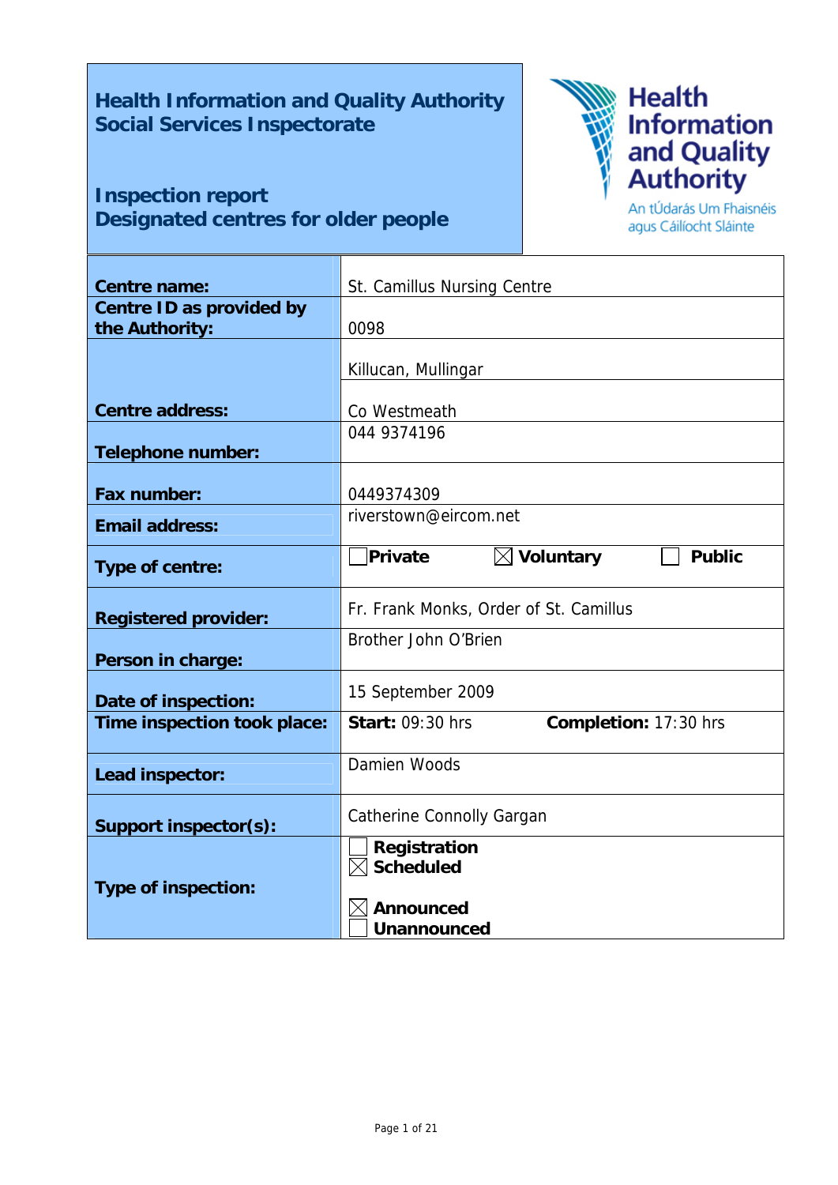# Health Information and Quality Authority
## Social Services Inspectorate

## Inspection report
## Designated centres for older people

Health Information and Quality Authority
An tÚdarás Um Fhaisnéis agus Cáilíocht Sláinte

| | |
|---|---|
| **Centre name:** | St. Camillus Nursing Centre |
| **Centre ID as provided by the Authority:** | 0098 |
| **Centre address:** | Killucan, Mullingar<br>Co Westmeath |
| **Telephone number:** | 044 9374196 |
| **Fax number:** | 0449374309 |
| **Email address:** | riverstown@eircom.net |
| **Type of centre:** | ☐ **Private** ☒ **Voluntary** ☐ **Public** |
| **Registered provider:** | Fr. Frank Monks, Order of St. Camillus |
| **Person in charge:** | Brother John O'Brien |
| **Date of inspection:** | 15 September 2009 |
| **Time inspection took place:** | **Start:** 09:30 hrs **Completion:** 17:30 hrs |
| **Lead inspector:** | Damien Woods |
| **Support inspector(s):** | Catherine Connolly Gargan |
| **Type of inspection:** | ☐ **Registration**<br>☒ **Scheduled**<br><br>☒ **Announced**<br>☐ **Unannounced** |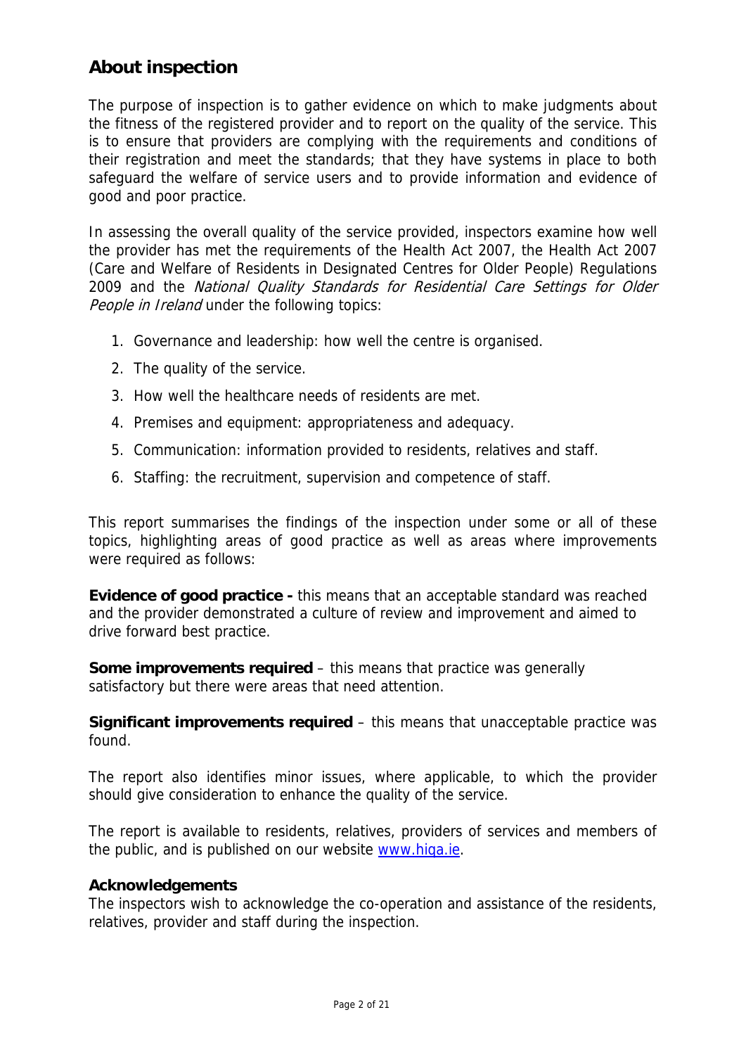## About inspection

The purpose of inspection is to gather evidence on which to make judgments about the fitness of the registered provider and to report on the quality of the service. This is to ensure that providers are complying with the requirements and conditions of their registration and meet the standards; that they have systems in place to both safeguard the welfare of service users and to provide information and evidence of good and poor practice.

In assessing the overall quality of the service provided, inspectors examine how well the provider has met the requirements of the Health Act 2007, the Health Act 2007 (Care and Welfare of Residents in Designated Centres for Older People) Regulations 2009 and the *National Quality Standards for Residential Care Settings for Older People in Ireland* under the following topics:

1. Governance and leadership: how well the centre is organised.
2. The quality of the service.
3. How well the healthcare needs of residents are met.
4. Premises and equipment: appropriateness and adequacy.
5. Communication: information provided to residents, relatives and staff.
6. Staffing: the recruitment, supervision and competence of staff.

This report summarises the findings of the inspection under some or all of these topics, highlighting areas of good practice as well as areas where improvements were required as follows:

**Evidence of good practice -** this means that an acceptable standard was reached and the provider demonstrated a culture of review and improvement and aimed to drive forward best practice.

**Some improvements required** – this means that practice was generally satisfactory but there were areas that need attention.

**Significant improvements required** – this means that unacceptable practice was found.

The report also identifies minor issues, where applicable, to which the provider should give consideration to enhance the quality of the service.

The report is available to residents, relatives, providers of services and members of the public, and is published on our website [www.hiqa.ie](http://www.hiqa.ie).

**Acknowledgements**

The inspectors wish to acknowledge the co-operation and assistance of the residents, relatives, provider and staff during the inspection.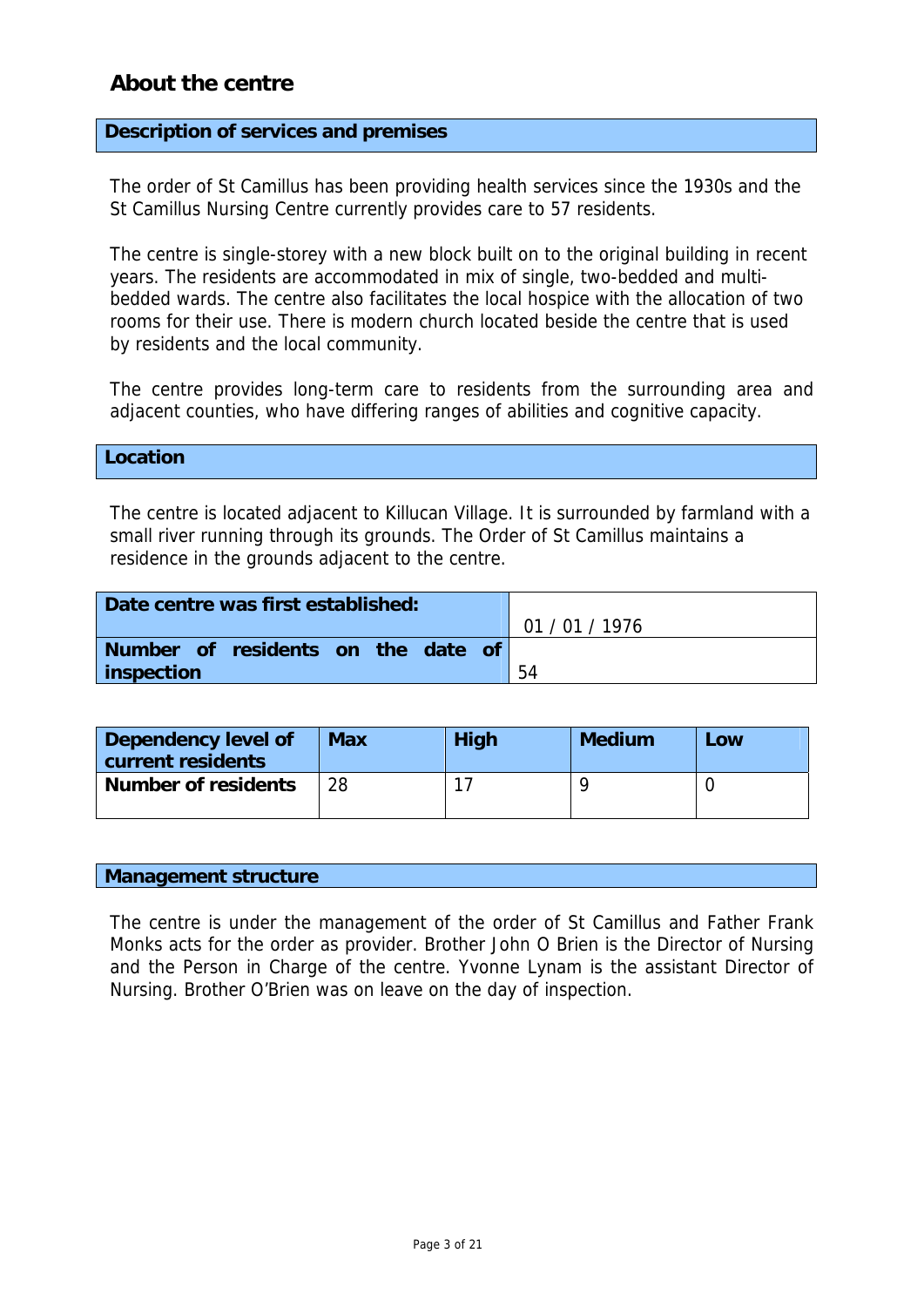## About the centre

### Description of services and premises

The order of St Camillus has been providing health services since the 1930s and the St Camillus Nursing Centre currently provides care to 57 residents.

The centre is single-storey with a new block built on to the original building in recent years. The residents are accommodated in mix of single, two-bedded and multi-bedded wards. The centre also facilitates the local hospice with the allocation of two rooms for their use. There is modern church located beside the centre that is used by residents and the local community.

The centre provides long-term care to residents from the surrounding area and adjacent counties, who have differing ranges of abilities and cognitive capacity.

### Location

The centre is located adjacent to Killucan Village. It is surrounded by farmland with a small river running through its grounds. The Order of St Camillus maintains a residence in the grounds adjacent to the centre.

| | |
|---|---|
| **Date centre was first established:** | 01 / 01 / 1976 |
| **Number of residents on the date of inspection** | 54 |

| **Dependency level of current residents** | **Max** | **High** | **Medium** | **Low** |
|---|---|---|---|---|
| **Number of residents** | 28 | 17 | 9 | 0 |

### Management structure

The centre is under the management of the order of St Camillus and Father Frank Monks acts for the order as provider. Brother John O Brien is the Director of Nursing and the Person in Charge of the centre. Yvonne Lynam is the assistant Director of Nursing. Brother O'Brien was on leave on the day of inspection.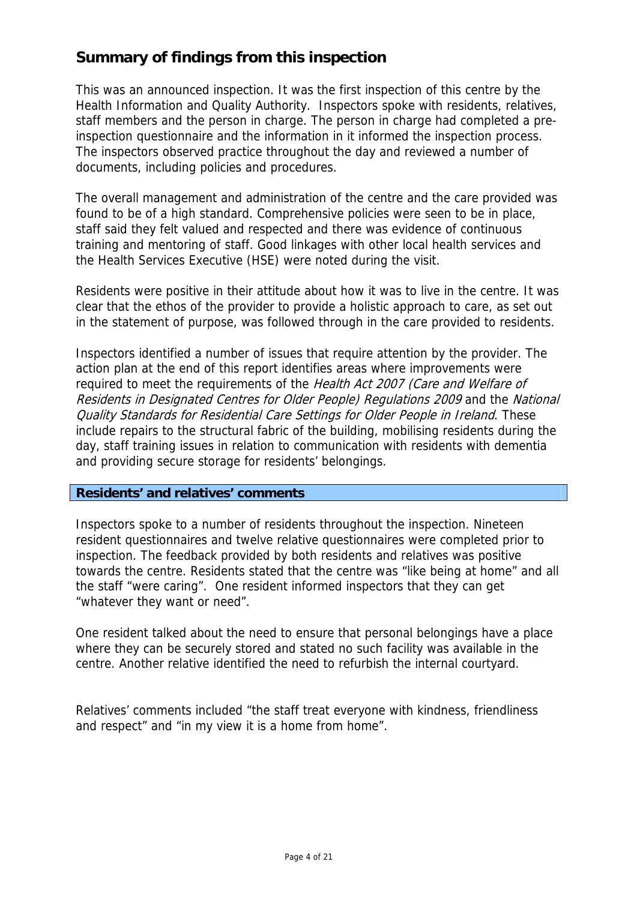## Summary of findings from this inspection

This was an announced inspection. It was the first inspection of this centre by the Health Information and Quality Authority. Inspectors spoke with residents, relatives, staff members and the person in charge. The person in charge had completed a pre-inspection questionnaire and the information in it informed the inspection process. The inspectors observed practice throughout the day and reviewed a number of documents, including policies and procedures.

The overall management and administration of the centre and the care provided was found to be of a high standard. Comprehensive policies were seen to be in place, staff said they felt valued and respected and there was evidence of continuous training and mentoring of staff. Good linkages with other local health services and the Health Services Executive (HSE) were noted during the visit.

Residents were positive in their attitude about how it was to live in the centre. It was clear that the ethos of the provider to provide a holistic approach to care, as set out in the statement of purpose, was followed through in the care provided to residents.

Inspectors identified a number of issues that require attention by the provider. The action plan at the end of this report identifies areas where improvements were required to meet the requirements of the *Health Act 2007 (Care and Welfare of Residents in Designated Centres for Older People) Regulations 2009* and the *National Quality Standards for Residential Care Settings for Older People in Ireland*. These include repairs to the structural fabric of the building, mobilising residents during the day, staff training issues in relation to communication with residents with dementia and providing secure storage for residents' belongings.

### Residents' and relatives' comments

Inspectors spoke to a number of residents throughout the inspection. Nineteen resident questionnaires and twelve relative questionnaires were completed prior to inspection. The feedback provided by both residents and relatives was positive towards the centre. Residents stated that the centre was "like being at home" and all the staff "were caring". One resident informed inspectors that they can get "whatever they want or need".

One resident talked about the need to ensure that personal belongings have a place where they can be securely stored and stated no such facility was available in the centre. Another relative identified the need to refurbish the internal courtyard.

Relatives' comments included "the staff treat everyone with kindness, friendliness and respect" and "in my view it is a home from home".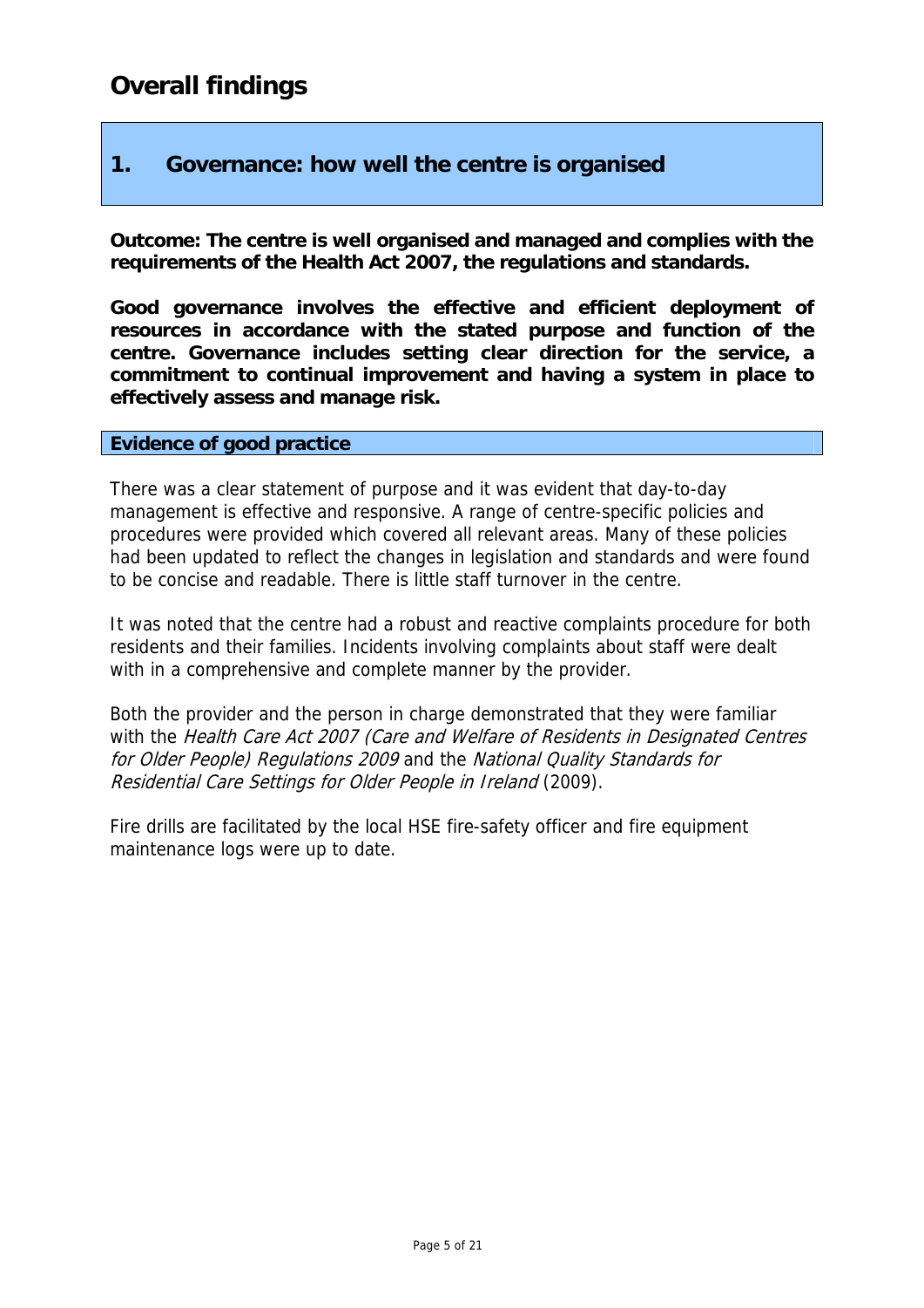# Overall findings

## 1. Governance: how well the centre is organised

**Outcome: The centre is well organised and managed and complies with the requirements of the Health Act 2007, the regulations and standards.**

**Good governance involves the effective and efficient deployment of resources in accordance with the stated purpose and function of the centre. Governance includes setting clear direction for the service, a commitment to continual improvement and having a system in place to effectively assess and manage risk.**

### Evidence of good practice

There was a clear statement of purpose and it was evident that day-to-day management is effective and responsive. A range of centre-specific policies and procedures were provided which covered all relevant areas. Many of these policies had been updated to reflect the changes in legislation and standards and were found to be concise and readable. There is little staff turnover in the centre.

It was noted that the centre had a robust and reactive complaints procedure for both residents and their families. Incidents involving complaints about staff were dealt with in a comprehensive and complete manner by the provider.

Both the provider and the person in charge demonstrated that they were familiar with the *Health Care Act 2007 (Care and Welfare of Residents in Designated Centres for Older People) Regulations 2009* and the *National Quality Standards for Residential Care Settings for Older People in Ireland* (2009).

Fire drills are facilitated by the local HSE fire-safety officer and fire equipment maintenance logs were up to date.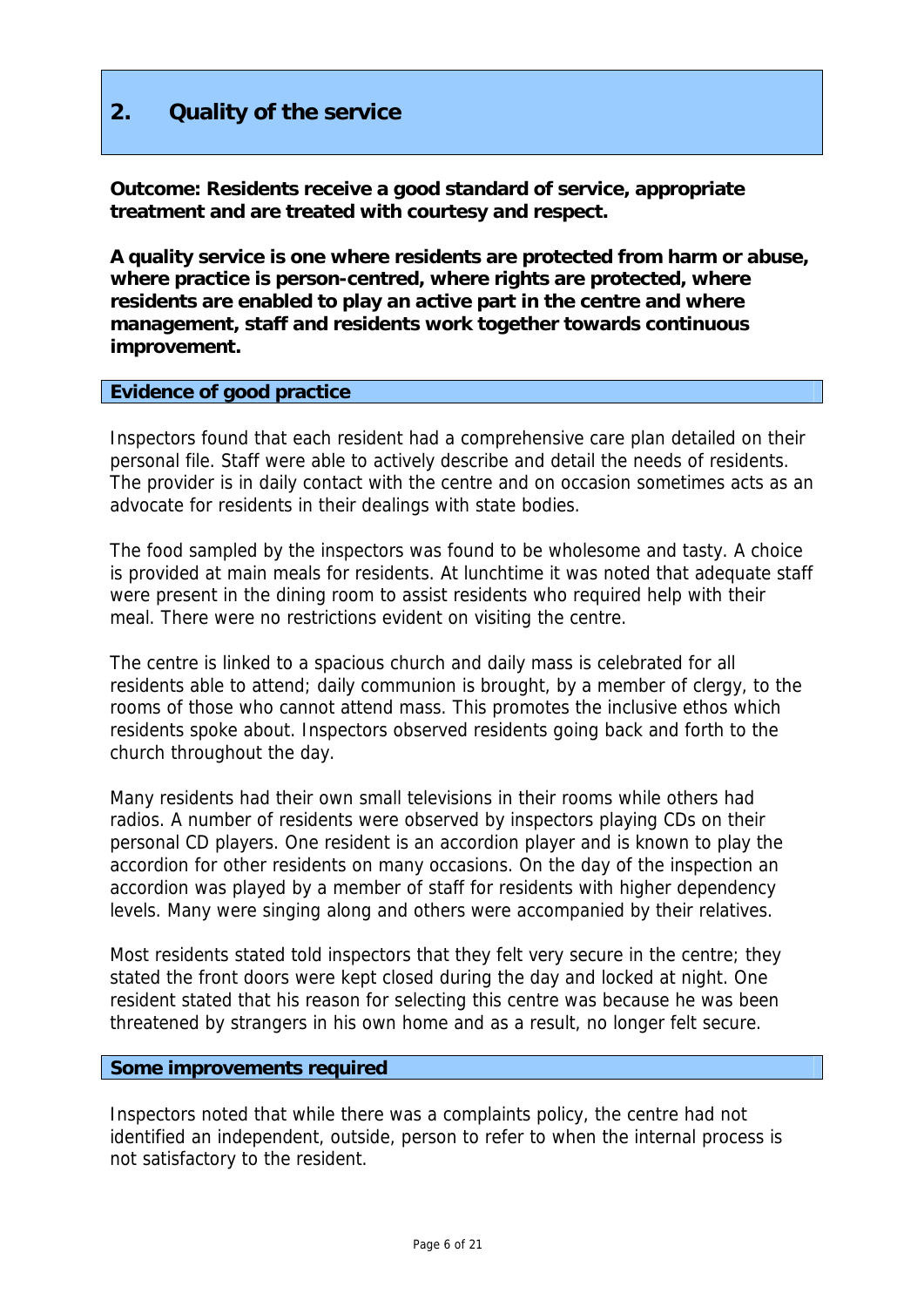## 2. Quality of the service

**Outcome: Residents receive a good standard of service, appropriate treatment and are treated with courtesy and respect.**

**A quality service is one where residents are protected from harm or abuse, where practice is person-centred, where rights are protected, where residents are enabled to play an active part in the centre and where management, staff and residents work together towards continuous improvement.**

### Evidence of good practice

Inspectors found that each resident had a comprehensive care plan detailed on their personal file. Staff were able to actively describe and detail the needs of residents. The provider is in daily contact with the centre and on occasion sometimes acts as an advocate for residents in their dealings with state bodies.

The food sampled by the inspectors was found to be wholesome and tasty. A choice is provided at main meals for residents. At lunchtime it was noted that adequate staff were present in the dining room to assist residents who required help with their meal. There were no restrictions evident on visiting the centre.

The centre is linked to a spacious church and daily mass is celebrated for all residents able to attend; daily communion is brought, by a member of clergy, to the rooms of those who cannot attend mass. This promotes the inclusive ethos which residents spoke about. Inspectors observed residents going back and forth to the church throughout the day.

Many residents had their own small televisions in their rooms while others had radios. A number of residents were observed by inspectors playing CDs on their personal CD players. One resident is an accordion player and is known to play the accordion for other residents on many occasions. On the day of the inspection an accordion was played by a member of staff for residents with higher dependency levels. Many were singing along and others were accompanied by their relatives.

Most residents stated told inspectors that they felt very secure in the centre; they stated the front doors were kept closed during the day and locked at night. One resident stated that his reason for selecting this centre was because he was been threatened by strangers in his own home and as a result, no longer felt secure.

### Some improvements required

Inspectors noted that while there was a complaints policy, the centre had not identified an independent, outside, person to refer to when the internal process is not satisfactory to the resident.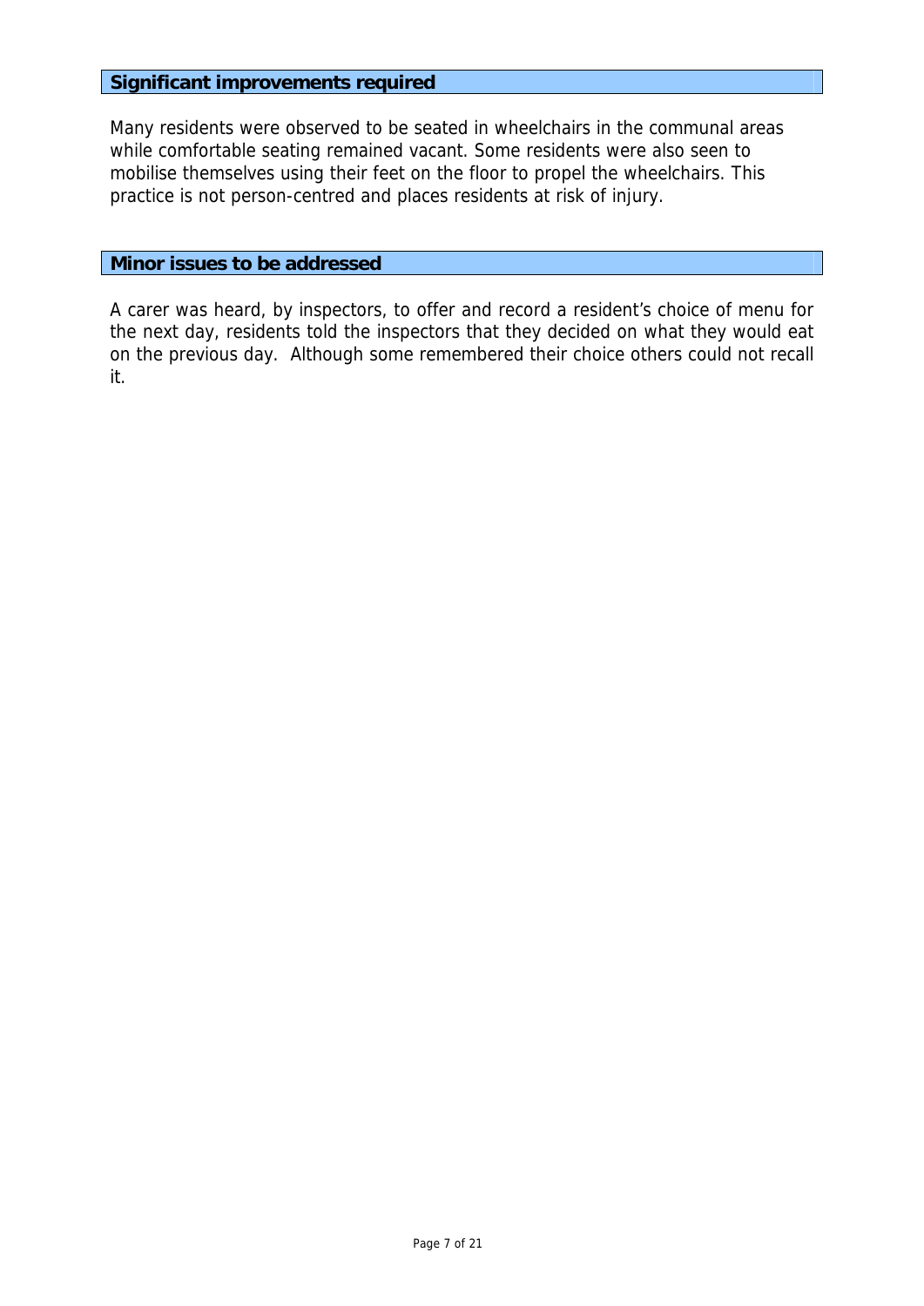### Significant improvements required

Many residents were observed to be seated in wheelchairs in the communal areas while comfortable seating remained vacant. Some residents were also seen to mobilise themselves using their feet on the floor to propel the wheelchairs. This practice is not person-centred and places residents at risk of injury.

### Minor issues to be addressed

A carer was heard, by inspectors, to offer and record a resident's choice of menu for the next day, residents told the inspectors that they decided on what they would eat on the previous day. Although some remembered their choice others could not recall it.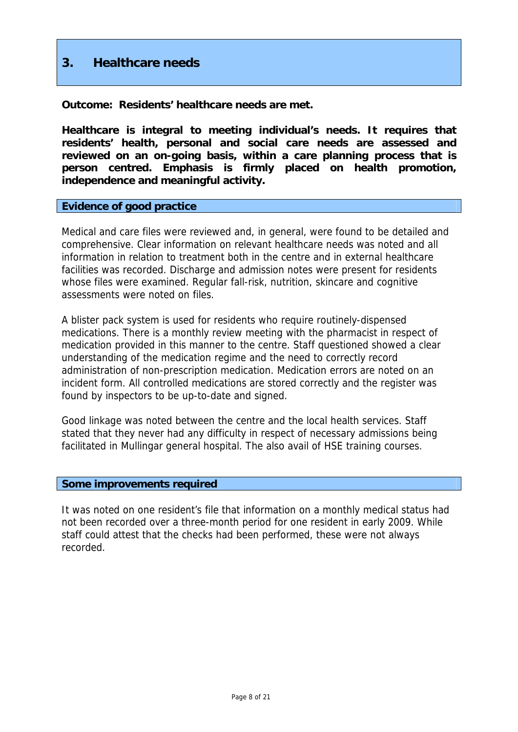## 3. Healthcare needs

**Outcome: Residents' healthcare needs are met.**

**Healthcare is integral to meeting individual's needs. It requires that residents' health, personal and social care needs are assessed and reviewed on an on-going basis, within a care planning process that is person centred. Emphasis is firmly placed on health promotion, independence and meaningful activity.**

### Evidence of good practice

Medical and care files were reviewed and, in general, were found to be detailed and comprehensive. Clear information on relevant healthcare needs was noted and all information in relation to treatment both in the centre and in external healthcare facilities was recorded. Discharge and admission notes were present for residents whose files were examined. Regular fall-risk, nutrition, skincare and cognitive assessments were noted on files.

A blister pack system is used for residents who require routinely-dispensed medications. There is a monthly review meeting with the pharmacist in respect of medication provided in this manner to the centre. Staff questioned showed a clear understanding of the medication regime and the need to correctly record administration of non-prescription medication. Medication errors are noted on an incident form. All controlled medications are stored correctly and the register was found by inspectors to be up-to-date and signed.

Good linkage was noted between the centre and the local health services. Staff stated that they never had any difficulty in respect of necessary admissions being facilitated in Mullingar general hospital. The also avail of HSE training courses.

### Some improvements required

It was noted on one resident's file that information on a monthly medical status had not been recorded over a three-month period for one resident in early 2009. While staff could attest that the checks had been performed, these were not always recorded.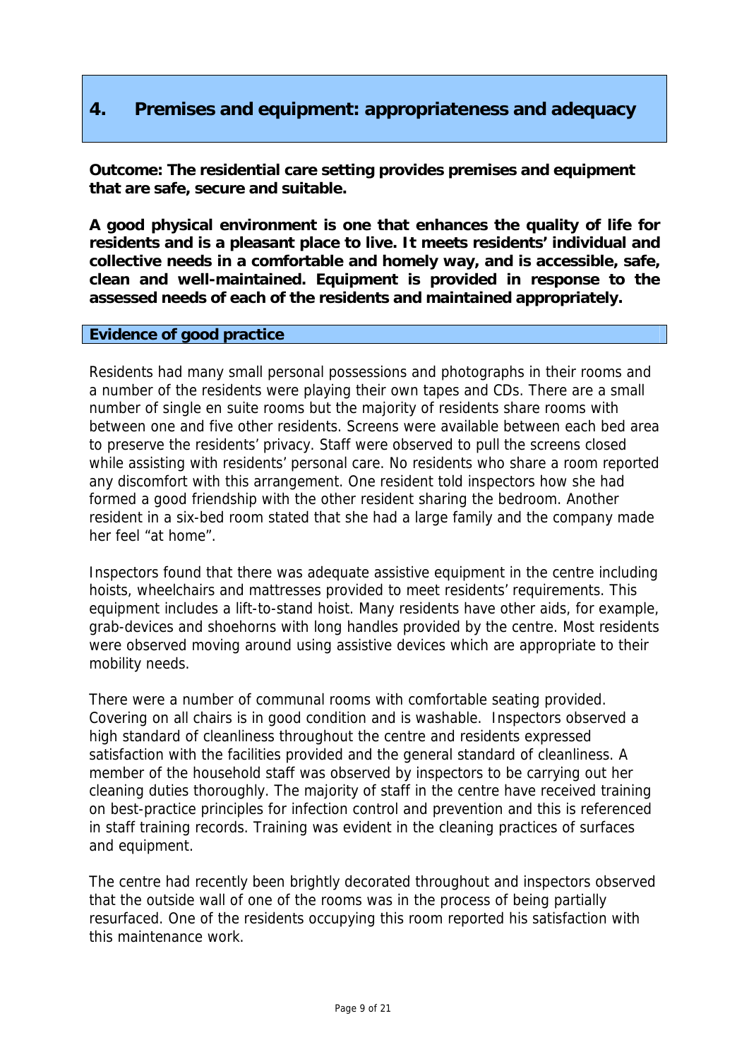## 4. Premises and equipment: appropriateness and adequacy

**Outcome: The residential care setting provides premises and equipment that are safe, secure and suitable.**

**A good physical environment is one that enhances the quality of life for residents and is a pleasant place to live. It meets residents' individual and collective needs in a comfortable and homely way, and is accessible, safe, clean and well-maintained. Equipment is provided in response to the assessed needs of each of the residents and maintained appropriately.**

### Evidence of good practice

Residents had many small personal possessions and photographs in their rooms and a number of the residents were playing their own tapes and CDs. There are a small number of single en suite rooms but the majority of residents share rooms with between one and five other residents. Screens were available between each bed area to preserve the residents' privacy. Staff were observed to pull the screens closed while assisting with residents' personal care. No residents who share a room reported any discomfort with this arrangement. One resident told inspectors how she had formed a good friendship with the other resident sharing the bedroom. Another resident in a six-bed room stated that she had a large family and the company made her feel "at home".

Inspectors found that there was adequate assistive equipment in the centre including hoists, wheelchairs and mattresses provided to meet residents' requirements. This equipment includes a lift-to-stand hoist. Many residents have other aids, for example, grab-devices and shoehorns with long handles provided by the centre. Most residents were observed moving around using assistive devices which are appropriate to their mobility needs.

There were a number of communal rooms with comfortable seating provided. Covering on all chairs is in good condition and is washable. Inspectors observed a high standard of cleanliness throughout the centre and residents expressed satisfaction with the facilities provided and the general standard of cleanliness. A member of the household staff was observed by inspectors to be carrying out her cleaning duties thoroughly. The majority of staff in the centre have received training on best-practice principles for infection control and prevention and this is referenced in staff training records. Training was evident in the cleaning practices of surfaces and equipment.

The centre had recently been brightly decorated throughout and inspectors observed that the outside wall of one of the rooms was in the process of being partially resurfaced. One of the residents occupying this room reported his satisfaction with this maintenance work.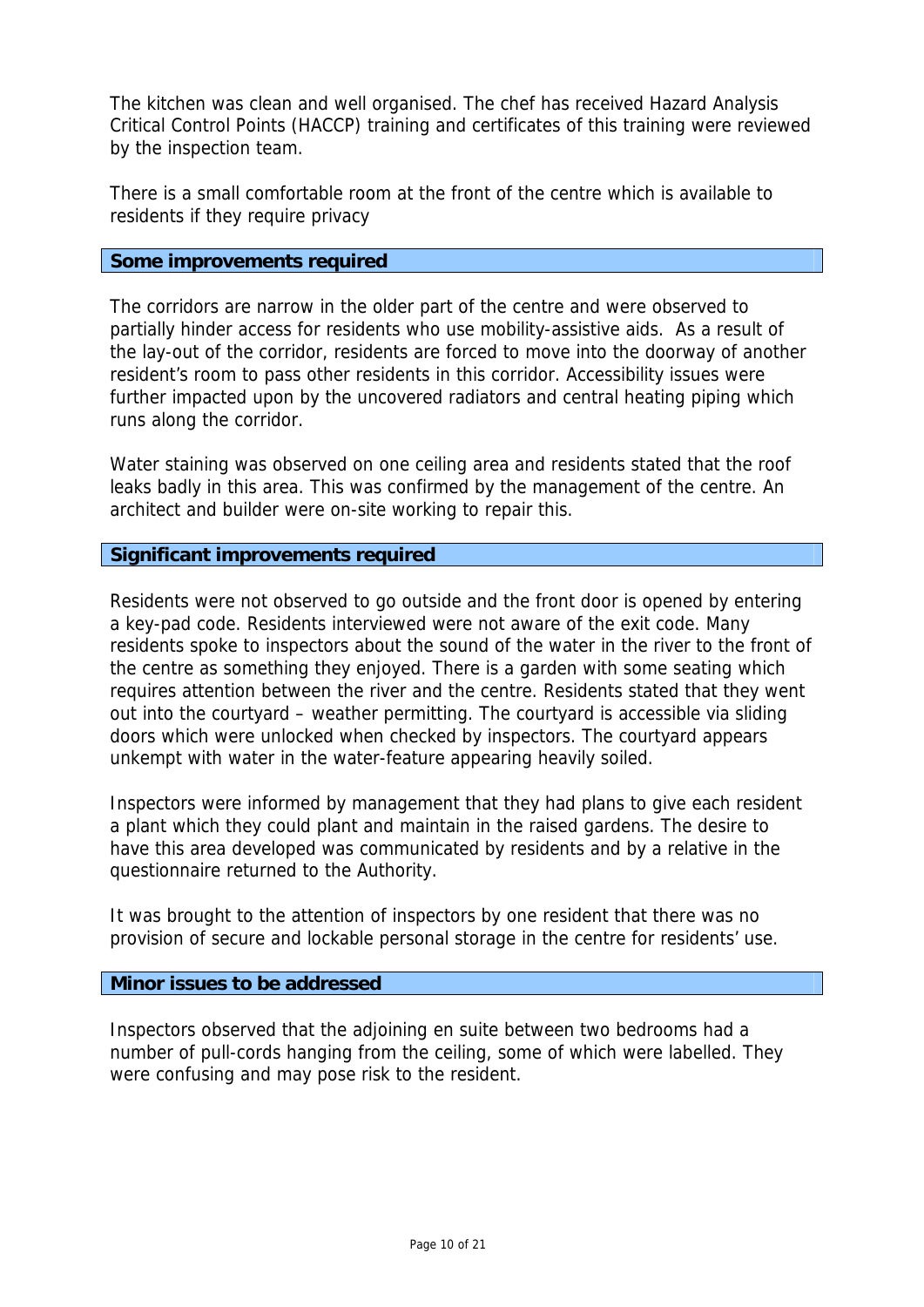The kitchen was clean and well organised. The chef has received Hazard Analysis Critical Control Points (HACCP) training and certificates of this training were reviewed by the inspection team.

There is a small comfortable room at the front of the centre which is available to residents if they require privacy

### Some improvements required

The corridors are narrow in the older part of the centre and were observed to partially hinder access for residents who use mobility-assistive aids. As a result of the lay-out of the corridor, residents are forced to move into the doorway of another resident's room to pass other residents in this corridor. Accessibility issues were further impacted upon by the uncovered radiators and central heating piping which runs along the corridor.

Water staining was observed on one ceiling area and residents stated that the roof leaks badly in this area. This was confirmed by the management of the centre. An architect and builder were on-site working to repair this.

### Significant improvements required

Residents were not observed to go outside and the front door is opened by entering a key-pad code. Residents interviewed were not aware of the exit code. Many residents spoke to inspectors about the sound of the water in the river to the front of the centre as something they enjoyed. There is a garden with some seating which requires attention between the river and the centre. Residents stated that they went out into the courtyard – weather permitting. The courtyard is accessible via sliding doors which were unlocked when checked by inspectors. The courtyard appears unkempt with water in the water-feature appearing heavily soiled.

Inspectors were informed by management that they had plans to give each resident a plant which they could plant and maintain in the raised gardens. The desire to have this area developed was communicated by residents and by a relative in the questionnaire returned to the Authority.

It was brought to the attention of inspectors by one resident that there was no provision of secure and lockable personal storage in the centre for residents' use.

### Minor issues to be addressed

Inspectors observed that the adjoining en suite between two bedrooms had a number of pull-cords hanging from the ceiling, some of which were labelled. They were confusing and may pose risk to the resident.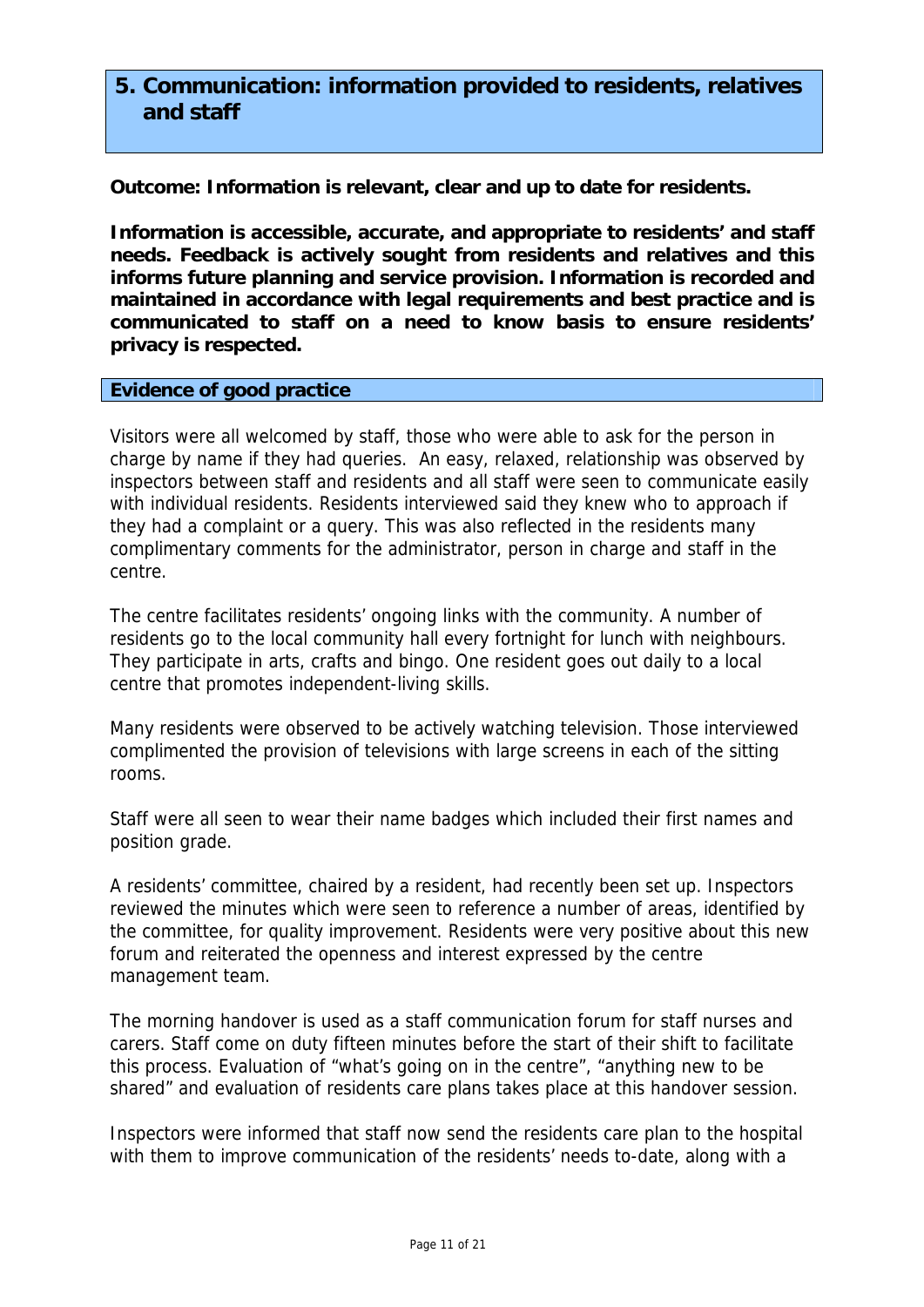## 5. Communication: information provided to residents, relatives and staff

**Outcome: Information is relevant, clear and up to date for residents.**

**Information is accessible, accurate, and appropriate to residents' and staff needs. Feedback is actively sought from residents and relatives and this informs future planning and service provision. Information is recorded and maintained in accordance with legal requirements and best practice and is communicated to staff on a need to know basis to ensure residents' privacy is respected.**

### Evidence of good practice

Visitors were all welcomed by staff, those who were able to ask for the person in charge by name if they had queries. An easy, relaxed, relationship was observed by inspectors between staff and residents and all staff were seen to communicate easily with individual residents. Residents interviewed said they knew who to approach if they had a complaint or a query. This was also reflected in the residents many complimentary comments for the administrator, person in charge and staff in the centre.

The centre facilitates residents' ongoing links with the community. A number of residents go to the local community hall every fortnight for lunch with neighbours. They participate in arts, crafts and bingo. One resident goes out daily to a local centre that promotes independent-living skills.

Many residents were observed to be actively watching television. Those interviewed complimented the provision of televisions with large screens in each of the sitting rooms.

Staff were all seen to wear their name badges which included their first names and position grade.

A residents' committee, chaired by a resident, had recently been set up. Inspectors reviewed the minutes which were seen to reference a number of areas, identified by the committee, for quality improvement. Residents were very positive about this new forum and reiterated the openness and interest expressed by the centre management team.

The morning handover is used as a staff communication forum for staff nurses and carers. Staff come on duty fifteen minutes before the start of their shift to facilitate this process. Evaluation of "what's going on in the centre", "anything new to be shared" and evaluation of residents care plans takes place at this handover session.

Inspectors were informed that staff now send the residents care plan to the hospital with them to improve communication of the residents' needs to-date, along with a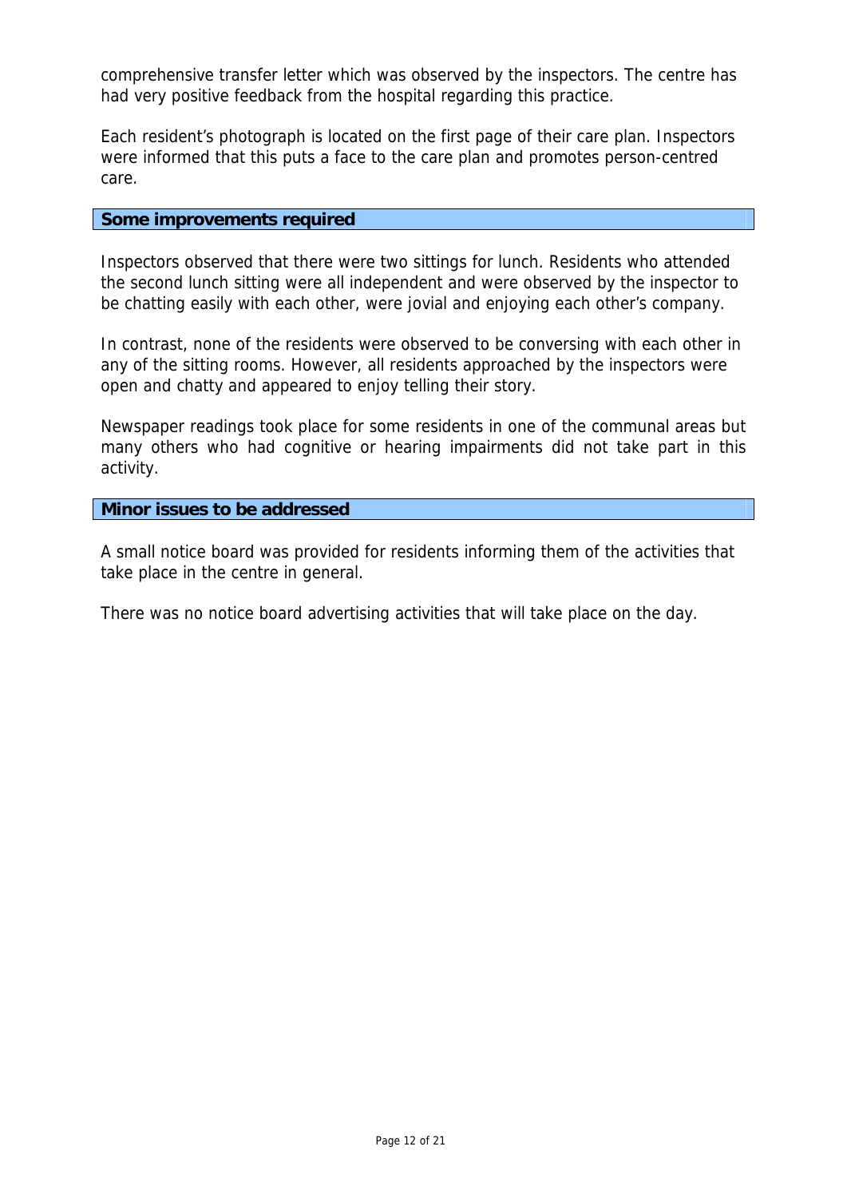comprehensive transfer letter which was observed by the inspectors. The centre has had very positive feedback from the hospital regarding this practice.

Each resident's photograph is located on the first page of their care plan. Inspectors were informed that this puts a face to the care plan and promotes person-centred care.

**Some improvements required**

Inspectors observed that there were two sittings for lunch. Residents who attended the second lunch sitting were all independent and were observed by the inspector to be chatting easily with each other, were jovial and enjoying each other's company.

In contrast, none of the residents were observed to be conversing with each other in any of the sitting rooms. However, all residents approached by the inspectors were open and chatty and appeared to enjoy telling their story.

Newspaper readings took place for some residents in one of the communal areas but many others who had cognitive or hearing impairments did not take part in this activity.

**Minor issues to be addressed**

A small notice board was provided for residents informing them of the activities that take place in the centre in general.

There was no notice board advertising activities that will take place on the day.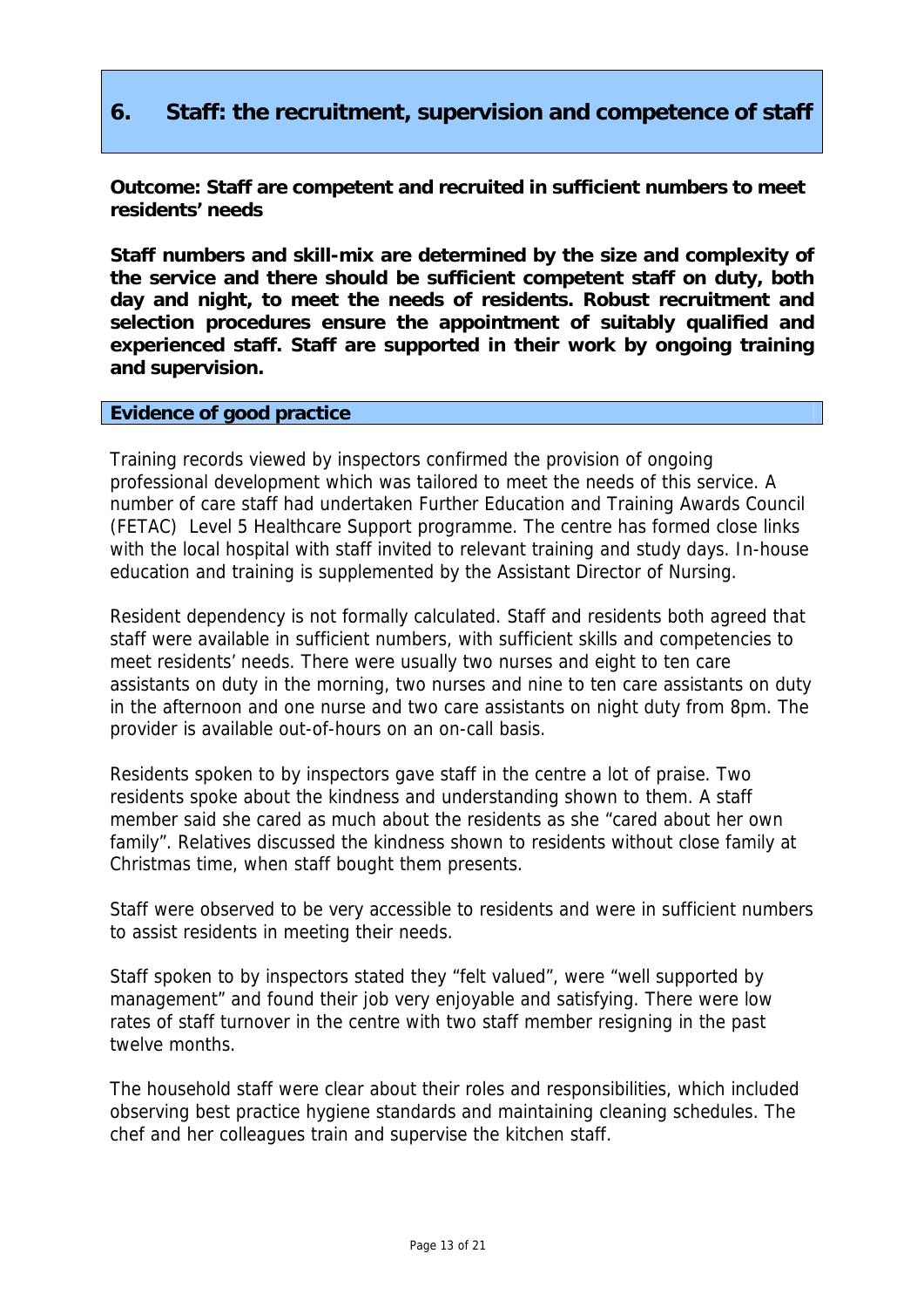## 6. Staff: the recruitment, supervision and competence of staff

**Outcome: Staff are competent and recruited in sufficient numbers to meet residents' needs**

**Staff numbers and skill-mix are determined by the size and complexity of the service and there should be sufficient competent staff on duty, both day and night, to meet the needs of residents. Robust recruitment and selection procedures ensure the appointment of suitably qualified and experienced staff. Staff are supported in their work by ongoing training and supervision.**

### Evidence of good practice

Training records viewed by inspectors confirmed the provision of ongoing professional development which was tailored to meet the needs of this service. A number of care staff had undertaken Further Education and Training Awards Council (FETAC) Level 5 Healthcare Support programme. The centre has formed close links with the local hospital with staff invited to relevant training and study days. In-house education and training is supplemented by the Assistant Director of Nursing.

Resident dependency is not formally calculated. Staff and residents both agreed that staff were available in sufficient numbers, with sufficient skills and competencies to meet residents' needs. There were usually two nurses and eight to ten care assistants on duty in the morning, two nurses and nine to ten care assistants on duty in the afternoon and one nurse and two care assistants on night duty from 8pm. The provider is available out-of-hours on an on-call basis.

Residents spoken to by inspectors gave staff in the centre a lot of praise. Two residents spoke about the kindness and understanding shown to them. A staff member said she cared as much about the residents as she "cared about her own family". Relatives discussed the kindness shown to residents without close family at Christmas time, when staff bought them presents.

Staff were observed to be very accessible to residents and were in sufficient numbers to assist residents in meeting their needs.

Staff spoken to by inspectors stated they "felt valued", were "well supported by management" and found their job very enjoyable and satisfying. There were low rates of staff turnover in the centre with two staff member resigning in the past twelve months.

The household staff were clear about their roles and responsibilities, which included observing best practice hygiene standards and maintaining cleaning schedules. The chef and her colleagues train and supervise the kitchen staff.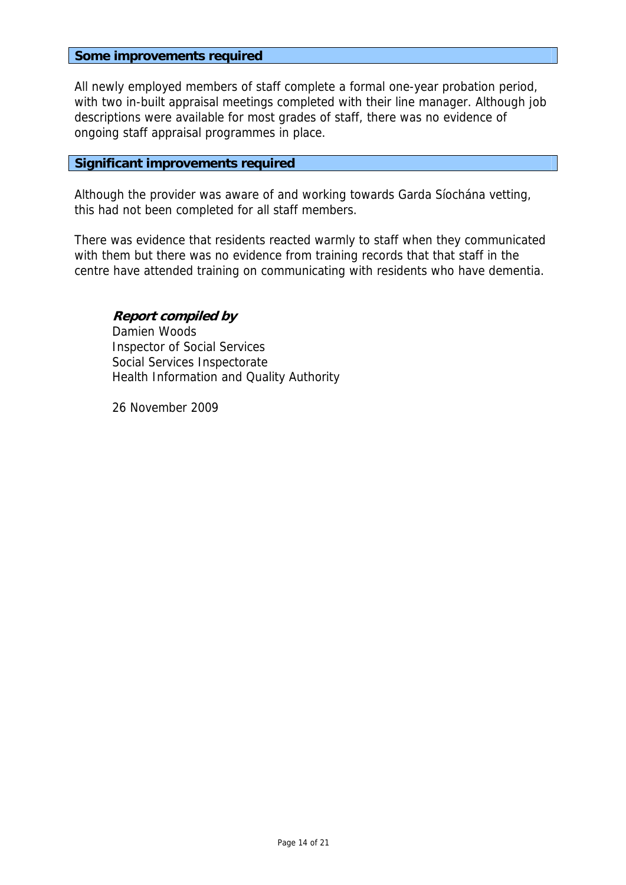**Some improvements required**

All newly employed members of staff complete a formal one-year probation period, with two in-built appraisal meetings completed with their line manager. Although job descriptions were available for most grades of staff, there was no evidence of ongoing staff appraisal programmes in place.

**Significant improvements required**

Although the provider was aware of and working towards Garda Síochána vetting, this had not been completed for all staff members.

There was evidence that residents reacted warmly to staff when they communicated with them but there was no evidence from training records that that staff in the centre have attended training on communicating with residents who have dementia.

***Report compiled by***
Damien Woods
Inspector of Social Services
Social Services Inspectorate
Health Information and Quality Authority

26 November 2009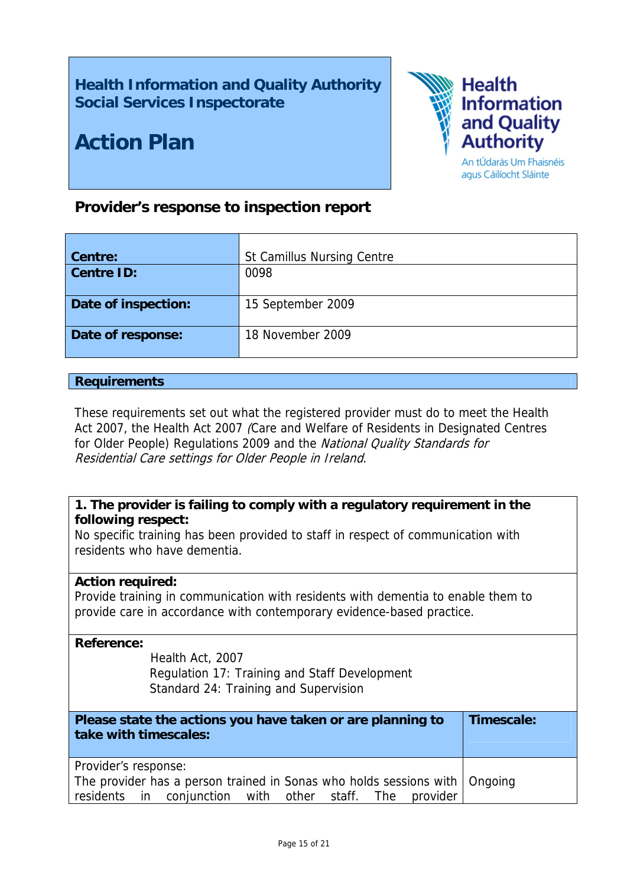**Health Information and Quality Authority**
**Social Services Inspectorate**

# Action Plan

Health Information and Quality Authority
An tÚdarás Um Fhaisnéis agus Cáilíocht Sláinte

## Provider's response to inspection report

| | |
|---|---|
| **Centre:** | St Camillus Nursing Centre |
| **Centre ID:** | 0098 |
| **Date of inspection:** | 15 September 2009 |
| **Date of response:** | 18 November 2009 |

## Requirements

These requirements set out what the registered provider must do to meet the Health Act 2007, the Health Act 2007 *(*Care and Welfare of Residents in Designated Centres for Older People) Regulations 2009 and the *National Quality Standards for Residential Care settings for Older People in Ireland*.

**1. The provider is failing to comply with a regulatory requirement in the following respect:**
No specific training has been provided to staff in respect of communication with residents who have dementia.

**Action required:**
Provide training in communication with residents with dementia to enable them to provide care in accordance with contemporary evidence-based practice.

**Reference:**
Health Act, 2007
Regulation 17: Training and Staff Development
Standard 24: Training and Supervision

| **Please state the actions you have taken or are planning to take with timescales:** | **Timescale:** |
|---|---|
| Provider's response:<br>The provider has a person trained in Sonas who holds sessions with residents in conjunction with other staff. The provider | Ongoing |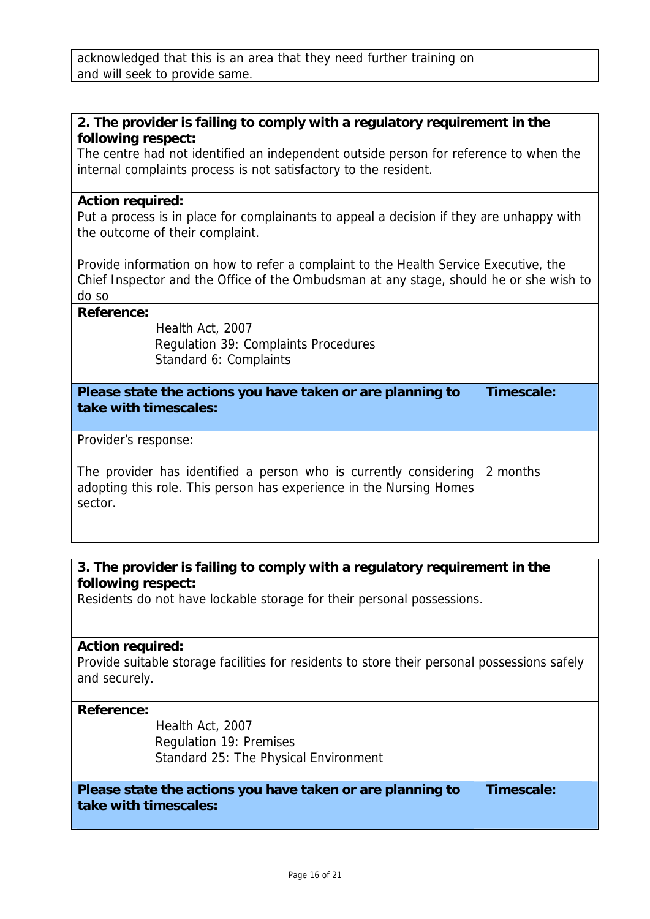| acknowledged that this is an area that they need further training on and will seek to provide same. | |
|---|---|

**2. The provider is failing to comply with a regulatory requirement in the following respect:**
The centre had not identified an independent outside person for reference to when the internal complaints process is not satisfactory to the resident.

**Action required:**
Put a process is in place for complainants to appeal a decision if they are unhappy with the outcome of their complaint.

Provide information on how to refer a complaint to the Health Service Executive, the Chief Inspector and the Office of the Ombudsman at any stage, should he or she wish to do so

**Reference:**
Health Act, 2007
Regulation 39: Complaints Procedures
Standard 6: Complaints

| **Please state the actions you have taken or are planning to take with timescales:** | **Timescale:** |
|---|---|
| Provider's response:<br><br>The provider has identified a person who is currently considering adopting this role. This person has experience in the Nursing Homes sector. | 2 months |

**3. The provider is failing to comply with a regulatory requirement in the following respect:**
Residents do not have lockable storage for their personal possessions.

**Action required:**
Provide suitable storage facilities for residents to store their personal possessions safely and securely.

**Reference:**
Health Act, 2007
Regulation 19: Premises
Standard 25: The Physical Environment

| **Please state the actions you have taken or are planning to take with timescales:** | **Timescale:** |
|---|---|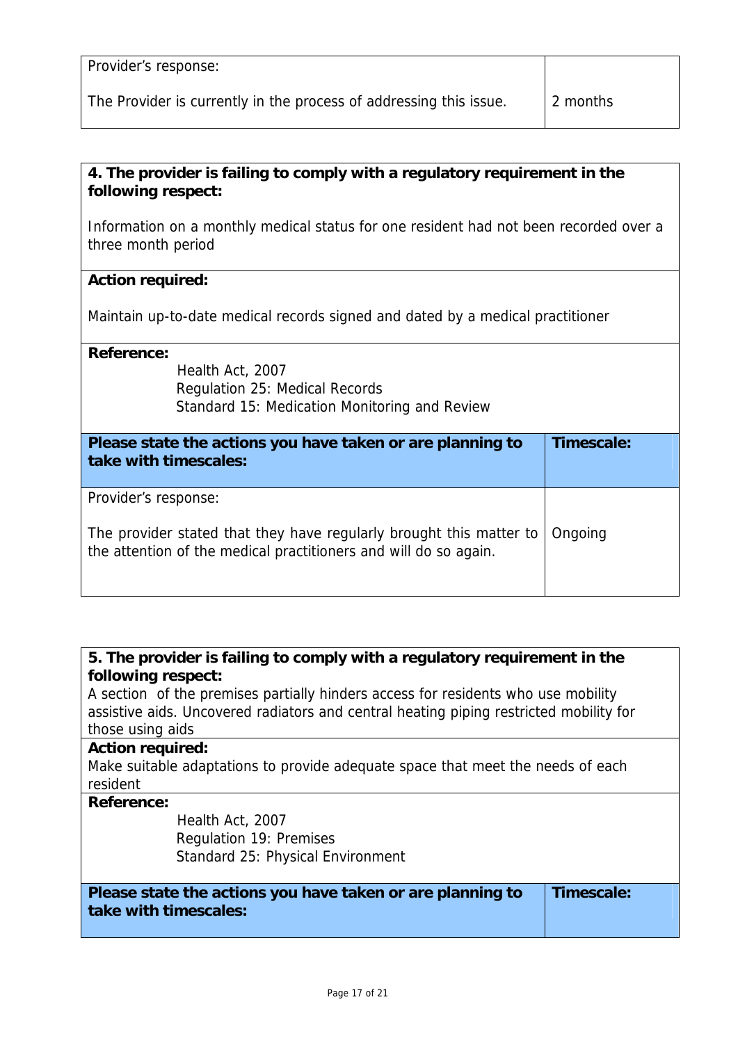| Provider's response:<br><br>The Provider is currently in the process of addressing this issue. | 2 months |
|---|---|

| **4. The provider is failing to comply with a regulatory requirement in the following respect:**<br><br>Information on a monthly medical status for one resident had not been recorded over a three month period | |
|---|---|
| **Action required:**<br><br>Maintain up-to-date medical records signed and dated by a medical practitioner | |
| **Reference:**<br>Health Act, 2007<br>Regulation 25: Medical Records<br>Standard 15: Medication Monitoring and Review | |
| **Please state the actions you have taken or are planning to take with timescales:** | **Timescale:** |
| Provider's response:<br><br>The provider stated that they have regularly brought this matter to the attention of the medical practitioners and will do so again. | Ongoing |

| **5. The provider is failing to comply with a regulatory requirement in the following respect:**<br>A section of the premises partially hinders access for residents who use mobility assistive aids. Uncovered radiators and central heating piping restricted mobility for those using aids | |
|---|---|
| **Action required:**<br>Make suitable adaptations to provide adequate space that meet the needs of each resident | |
| **Reference:**<br>Health Act, 2007<br>Regulation 19: Premises<br>Standard 25: Physical Environment | |
| **Please state the actions you have taken or are planning to take with timescales:** | **Timescale:** |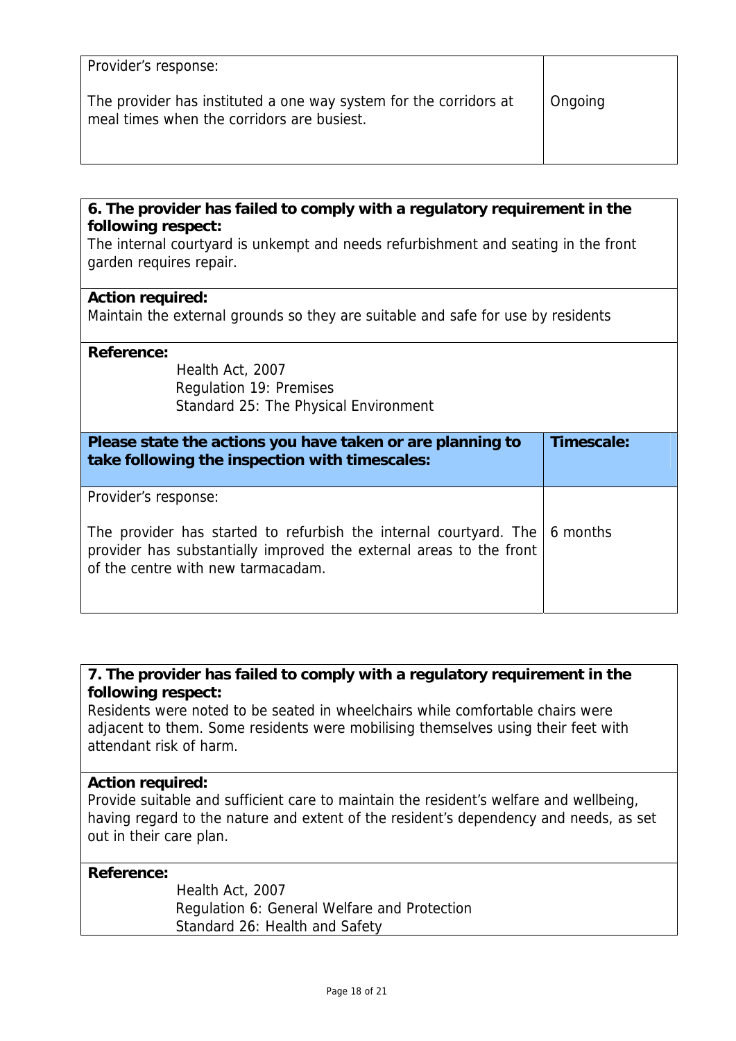| Provider's response: | |
| --- | --- |
| The provider has instituted a one way system for the corridors at meal times when the corridors are busiest. | Ongoing |

**6. The provider has failed to comply with a regulatory requirement in the following respect:**

The internal courtyard is unkempt and needs refurbishment and seating in the front garden requires repair.

**Action required:**

Maintain the external grounds so they are suitable and safe for use by residents

**Reference:**

Health Act, 2007
Regulation 19: Premises
Standard 25: The Physical Environment

| Please state the actions you have taken or are planning to take following the inspection with timescales: | Timescale: |
| --- | --- |
| Provider's response:<br><br>The provider has started to refurbish the internal courtyard. The provider has substantially improved the external areas to the front of the centre with new tarmacadam. | 6 months |

**7. The provider has failed to comply with a regulatory requirement in the following respect:**

Residents were noted to be seated in wheelchairs while comfortable chairs were adjacent to them. Some residents were mobilising themselves using their feet with attendant risk of harm.

**Action required:**

Provide suitable and sufficient care to maintain the resident's welfare and wellbeing, having regard to the nature and extent of the resident's dependency and needs, as set out in their care plan.

**Reference:**

Health Act, 2007
Regulation 6: General Welfare and Protection
Standard 26: Health and Safety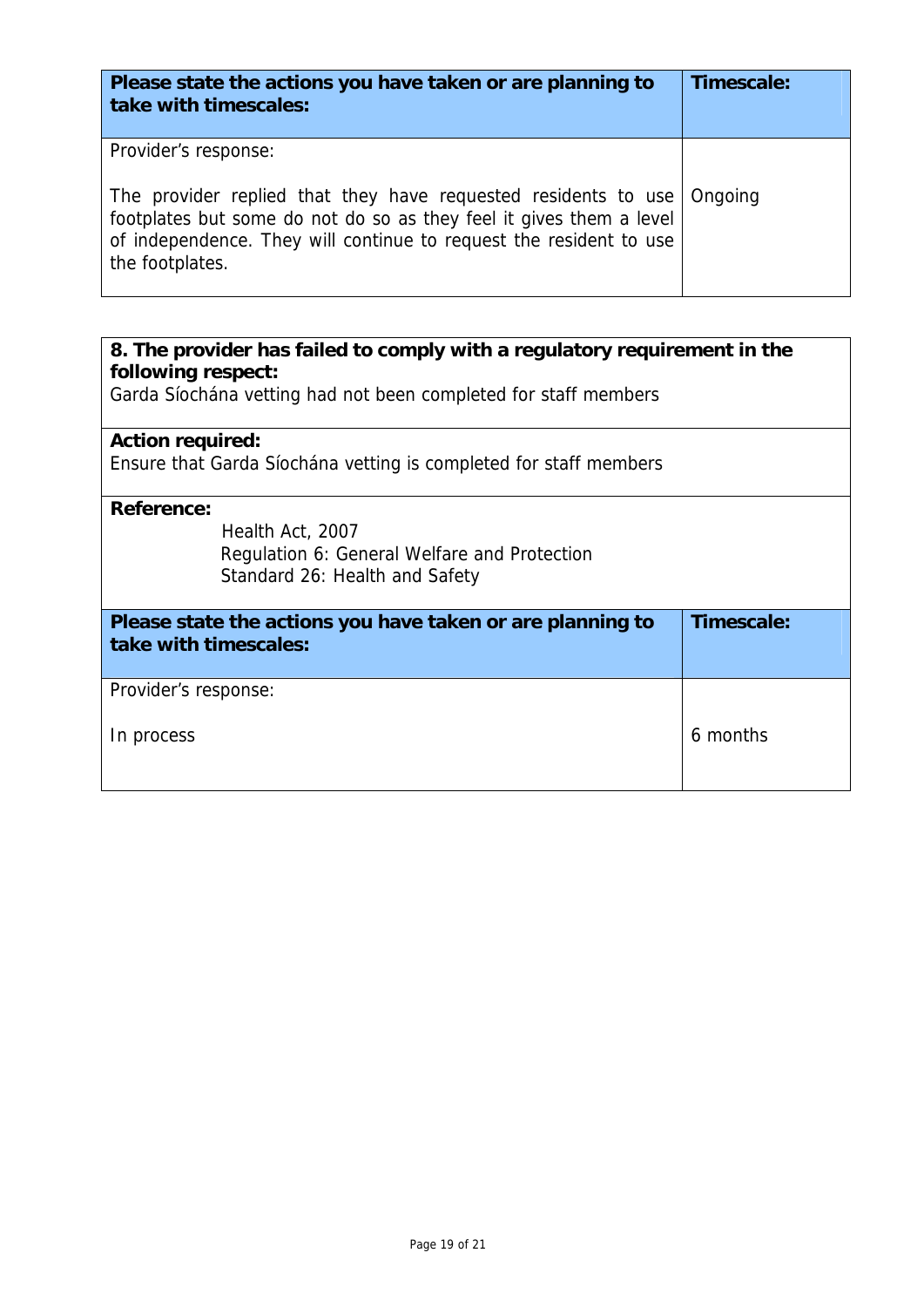| Please state the actions you have taken or are planning to take with timescales: | Timescale: |
| --- | --- |
| Provider's response:<br><br>The provider replied that they have requested residents to use footplates but some do not do so as they feel it gives them a level of independence. They will continue to request the resident to use the footplates. | Ongoing |

**8. The provider has failed to comply with a regulatory requirement in the following respect:**
Garda Síochána vetting had not been completed for staff members

**Action required:**
Ensure that Garda Síochána vetting is completed for staff members

**Reference:**
Health Act, 2007
Regulation 6: General Welfare and Protection
Standard 26: Health and Safety

| Please state the actions you have taken or are planning to take with timescales: | Timescale: |
| --- | --- |
| Provider's response:<br><br>In process | 6 months |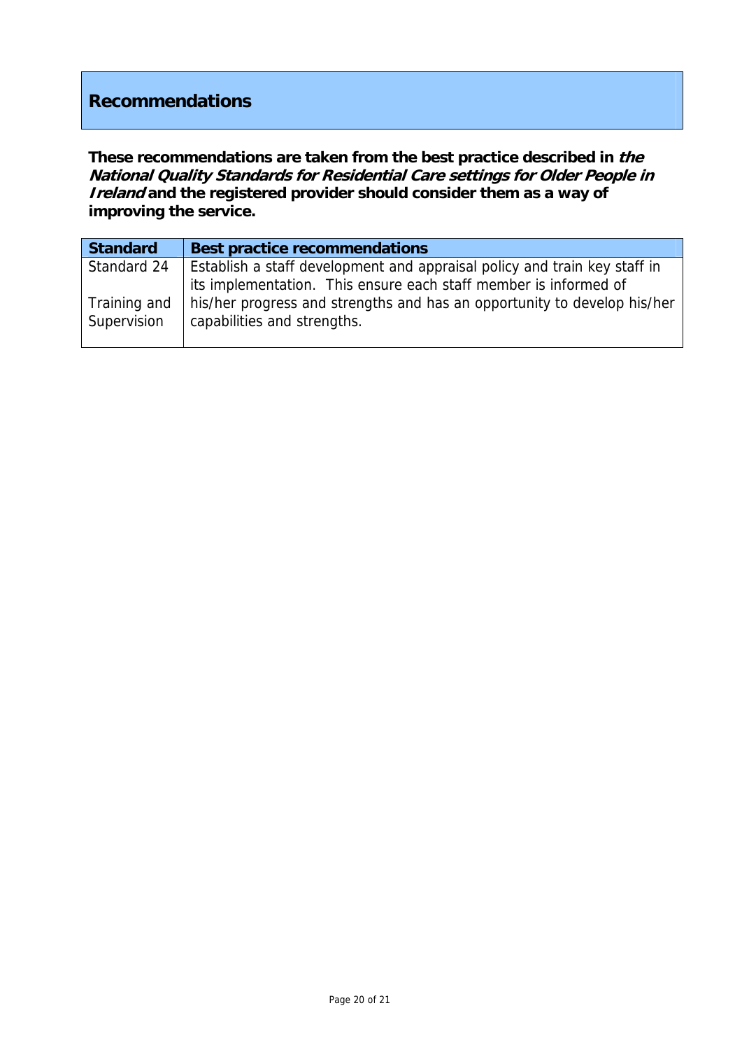## Recommendations

**These recommendations are taken from the best practice described in *the National Quality Standards for Residential Care settings for Older People in Ireland* and the registered provider should consider them as a way of improving the service.**

| Standard | Best practice recommendations |
| --- | --- |
| Standard 24<br><br>Training and Supervision | Establish a staff development and appraisal policy and train key staff in its implementation. This ensure each staff member is informed of his/her progress and strengths and has an opportunity to develop his/her capabilities and strengths. |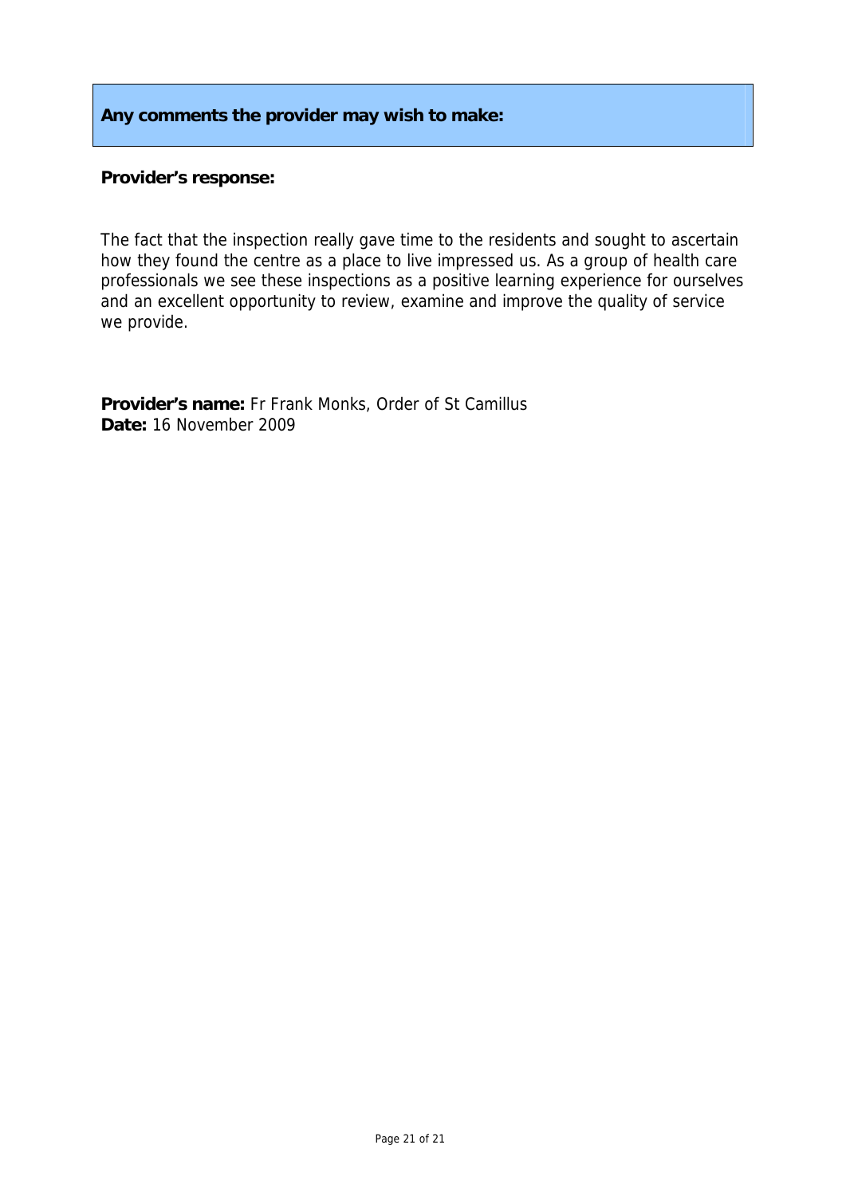## Any comments the provider may wish to make:

**Provider's response:**

The fact that the inspection really gave time to the residents and sought to ascertain how they found the centre as a place to live impressed us. As a group of health care professionals we see these inspections as a positive learning experience for ourselves and an excellent opportunity to review, examine and improve the quality of service we provide.

**Provider's name:** Fr Frank Monks, Order of St Camillus
**Date:** 16 November 2009